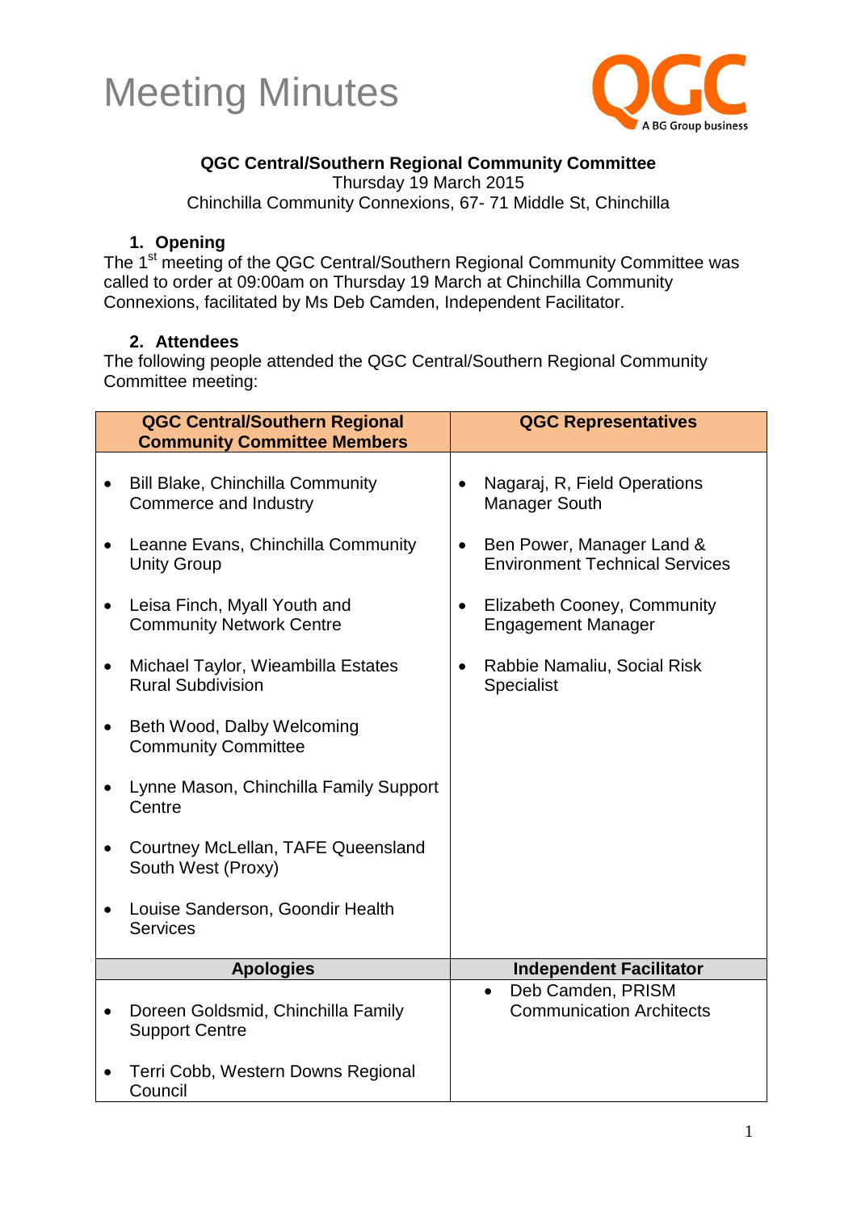# Meeting Minutes

QGC A BG Group business

**QGC Central/Southern Regional Community Committee**
Thursday 19 March 2015
Chinchilla Community Connexions, 67- 71 Middle St, Chinchilla

## 1. Opening

The 1st meeting of the QGC Central/Southern Regional Community Committee was called to order at 09:00am on Thursday 19 March at Chinchilla Community Connexions, facilitated by Ms Deb Camden, Independent Facilitator.

## 2. Attendees

The following people attended the QGC Central/Southern Regional Community Committee meeting:

| QGC Central/Southern Regional Community Commitee Members | QGC Representatives |
|---|---|
| • Bill Blake, Chinchilla Community Commerce and Industry<br>• Leanne Evans, Chinchilla Community Unity Group<br>• Leisa Finch, Myall Youth and Community Network Centre<br>• Michael Taylor, Wieambilla Estates Rural Subdivision<br>• Beth Wood, Dalby Welcoming Community Committee<br>• Lynne Mason, Chinchilla Family Support Centre<br>• Courtney McLellan, TAFE Queensland South West (Proxy)<br>• Louise Sanderson, Goondir Health Services | • Nagaraj, R, Field Operations Manager South<br>• Ben Power, Manager Land & Environment Technical Services<br>• Elizabeth Cooney, Community Engagement Manager<br>• Rabbie Namaliu, Social Risk Specialist |
| **Apologies** | **Independent Facilitator** |
| • Doreen Goldsmid, Chinchilla Family Support Centre<br>• Terri Cobb, Western Downs Regional Council | • Deb Camden, PRISM Communication Architects |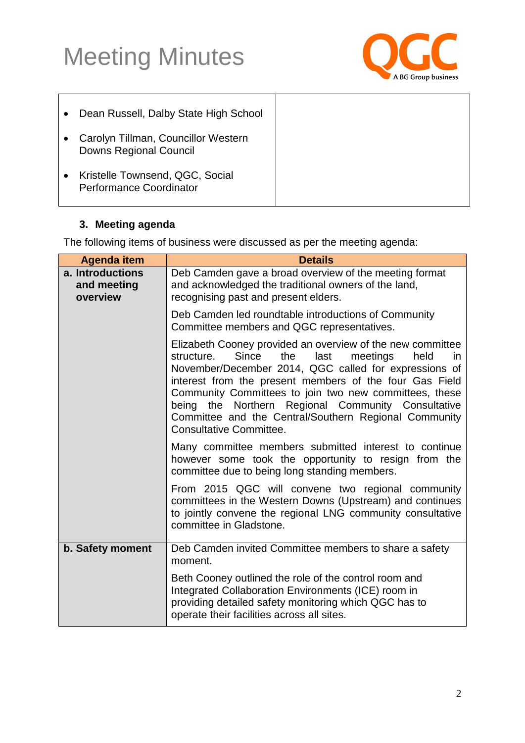# Meeting Minutes

| | |
|---|---|
| • Dean Russell, Dalby State High School<br>• Carolyn Tillman, Councillor Western Downs Regional Council<br>• Kristelle Townsend, QGC, Social Performance Coordinator | |

### 3. Meeting agenda

The following items of business were discussed as per the meeting agenda:

| Agenda item | Details |
|---|---|
| **a. Introductions and meeting overview** | Deb Camden gave a broad overview of the meeting format and acknowledged the traditional owners of the land, recognising past and present elders.<br><br>Deb Camden led roundtable introductions of Community Committee members and QGC representatives.<br><br>Elizabeth Cooney provided an overview of the new committee structure. Since the last meetings held in November/December 2014, QGC called for expressions of interest from the present members of the four Gas Field Community Committees to join two new committees, these being the Northern Regional Community Consultative Committee and the Central/Southern Regional Community Consultative Committee.<br><br>Many committee members submitted interest to continue however some took the opportunity to resign from the committee due to being long standing members.<br><br>From 2015 QGC will convene two regional community committees in the Western Downs (Upstream) and continues to jointly convene the regional LNG community consultative committee in Gladstone. |
| **b. Safety moment** | Deb Camden invited Committee members to share a safety moment.<br><br>Beth Cooney outlined the role of the control room and Integrated Collaboration Environments (ICE) room in providing detailed safety monitoring which QGC has to operate their facilities across all sites. |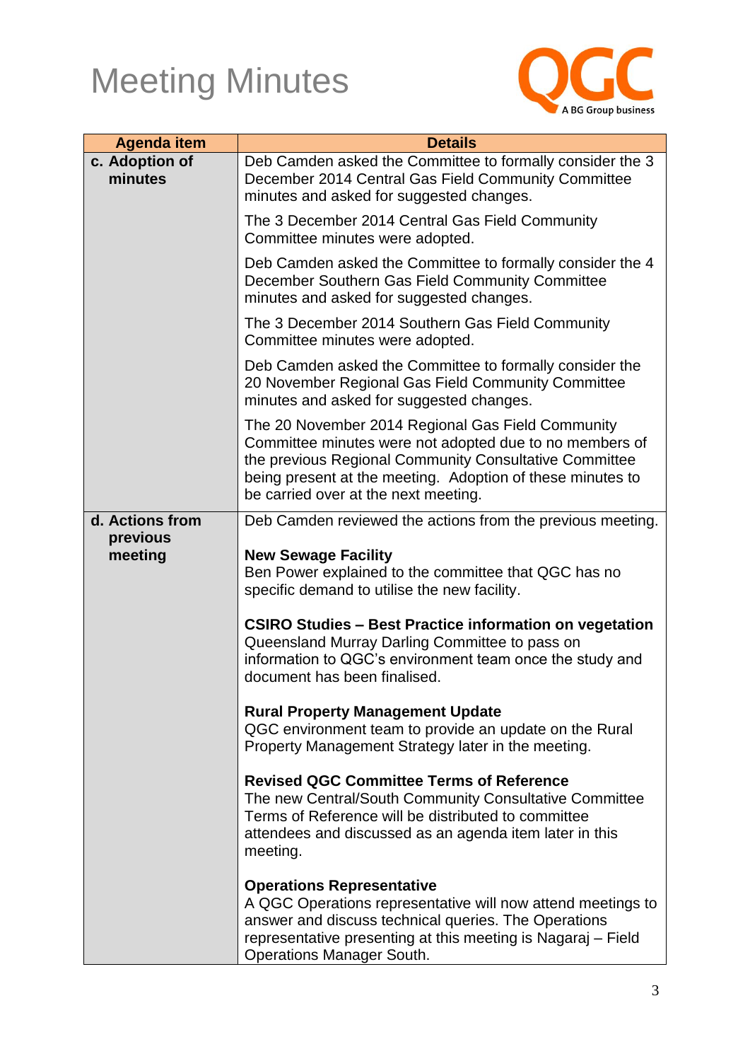# Meeting Minutes

| Agenda item | Details |
|---|---|
| **c. Adoption of minutes** | Deb Camden asked the Committee to formally consider the 3 December 2014 Central Gas Field Community Committee minutes and asked for suggested changes.<br><br>The 3 December 2014 Central Gas Field Community Committee minutes were adopted.<br><br>Deb Camden asked the Committee to formally consider the 4 December Southern Gas Field Community Committee minutes and asked for suggested changes.<br><br>The 3 December 2014 Southern Gas Field Community Committee minutes were adopted.<br><br>Deb Camden asked the Committee to formally consider the 20 November Regional Gas Field Community Committee minutes and asked for suggested changes.<br><br>The 20 November 2014 Regional Gas Field Community Committee minutes were not adopted due to no members of the previous Regional Community Consultative Committee being present at the meeting. Adoption of these minutes to be carried over at the next meeting. |
| **d. Actions from previous meeting** | Deb Camden reviewed the actions from the previous meeting.<br><br>**New Sewage Facility**<br>Ben Power explained to the committee that QGC has no specific demand to utilise the new facility.<br><br>**CSIRO Studies – Best Practice information on vegetation**<br>Queensland Murray Darling Committee to pass on information to QGC's environment team once the study and document has been finalised.<br><br>**Rural Property Management Update**<br>QGC environment team to provide an update on the Rural Property Management Strategy later in the meeting.<br><br>**Revised QGC Committee Terms of Reference**<br>The new Central/South Community Consultative Committee Terms of Reference will be distributed to committee attendees and discussed as an agenda item later in this meeting.<br><br>**Operations Representative**<br>A QGC Operations representative will now attend meetings to answer and discuss technical queries. The Operations representative presenting at this meeting is Nagaraj – Field Operations Manager South. |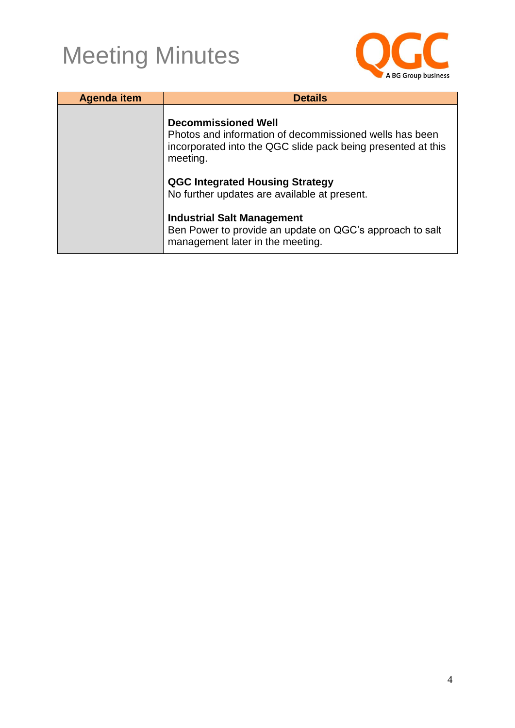# Meeting Minutes

| Agenda item | Details |
| --- | --- |
| | **Decommissioned Well**<br>Photos and information of decommissioned wells has been incorporated into the QGC slide pack being presented at this meeting.<br><br>**QGC Integrated Housing Strategy**<br>No further updates are available at present.<br><br>**Industrial Salt Management**<br>Ben Power to provide an update on QGC's approach to salt management later in the meeting. |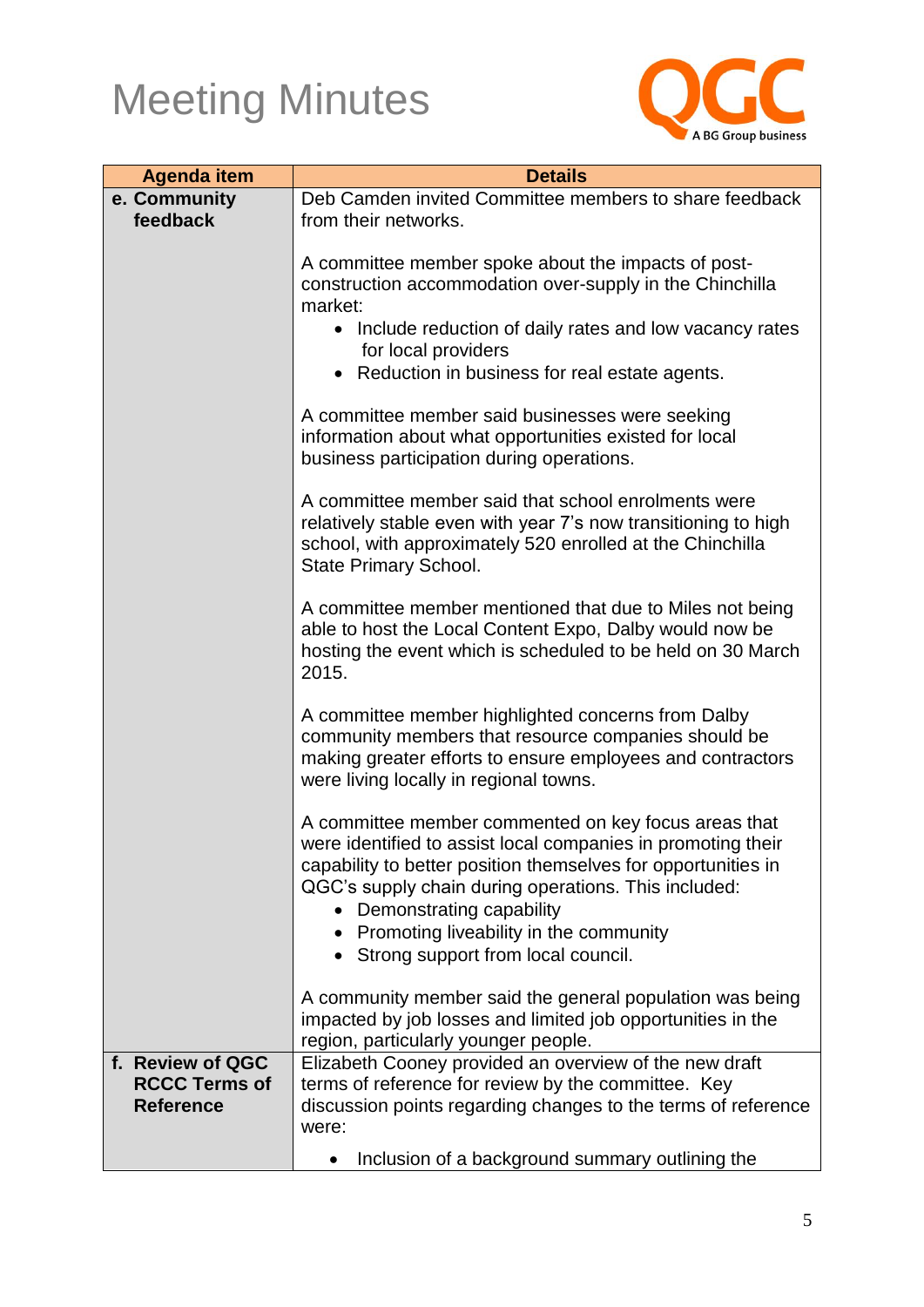# Meeting Minutes

| Agenda item | Details |
|---|---|
| e. Community feedback | Deb Camden invited Committee members to share feedback from their networks.<br><br>A committee member spoke about the impacts of post-construction accommodation over-supply in the Chinchilla market:<br>• Include reduction of daily rates and low vacancy rates for local providers<br>• Reduction in business for real estate agents.<br><br>A committee member said businesses were seeking information about what opportunities existed for local business participation during operations.<br><br>A committee member said that school enrolments were relatively stable even with year 7's now transitioning to high school, with approximately 520 enrolled at the Chinchilla State Primary School.<br><br>A committee member mentioned that due to Miles not being able to host the Local Content Expo, Dalby would now be hosting the event which is scheduled to be held on 30 March 2015.<br><br>A committee member highlighted concerns from Dalby community members that resource companies should be making greater efforts to ensure employees and contractors were living locally in regional towns.<br><br>A committee member commented on key focus areas that were identified to assist local companies in promoting their capability to better position themselves for opportunities in QGC's supply chain during operations. This included:<br>• Demonstrating capability<br>• Promoting liveability in the community<br>• Strong support from local council.<br><br>A community member said the general population was being impacted by job losses and limited job opportunities in the region, particularly younger people. |
| f. Review of QGC RCCC Terms of Reference | Elizabeth Cooney provided an overview of the new draft terms of reference for review by the committee. Key discussion points regarding changes to the terms of reference were:<br>• Inclusion of a background summary outlining the |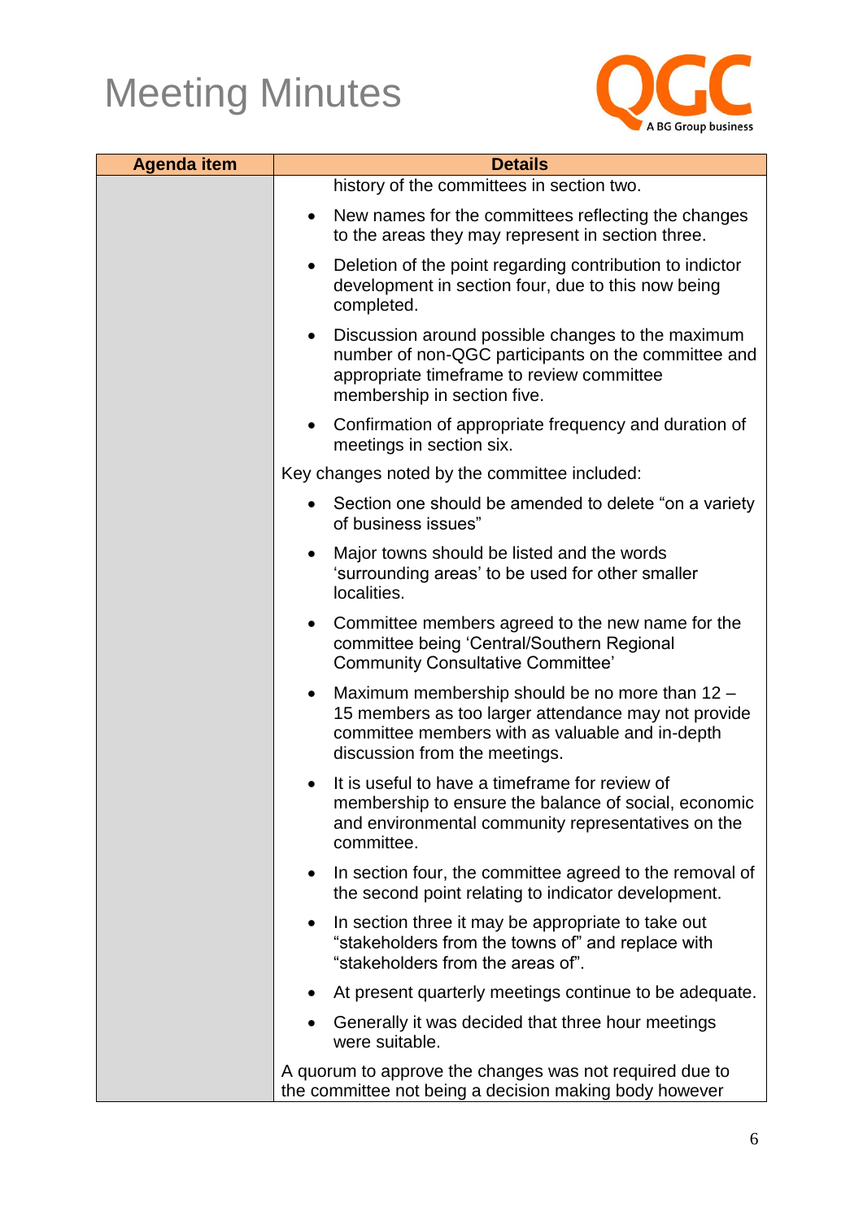# Meeting Minutes

| Agenda item | Details |
| --- | --- |
| | history of the committees in section two.<br>• New names for the committees reflecting the changes to the areas they may represent in section three.<br>• Deletion of the point regarding contribution to indictor development in section four, due to this now being completed.<br>• Discussion around possible changes to the maximum number of non-QGC participants on the committee and appropriate timeframe to review committee membership in section five.<br>• Confirmation of appropriate frequency and duration of meetings in section six.<br><br>Key changes noted by the committee included:<br>• Section one should be amended to delete "on a variety of business issues"<br>• Major towns should be listed and the words 'surrounding areas' to be used for other smaller localities.<br>• Committee members agreed to the new name for the committee being 'Central/Southern Regional Community Consultative Committee'<br>• Maximum membership should be no more than 12 – 15 members as too larger attendance may not provide committee members with as valuable and in-depth discussion from the meetings.<br>• It is useful to have a timeframe for review of membership to ensure the balance of social, economic and environmental community representatives on the committee.<br>• In section four, the committee agreed to the removal of the second point relating to indicator development.<br>• In section three it may be appropriate to take out "stakeholders from the towns of" and replace with "stakeholders from the areas of".<br>• At present quarterly meetings continue to be adequate.<br>• Generally it was decided that three hour meetings were suitable.<br><br>A quorum to approve the changes was not required due to the committee not being a decision making body however |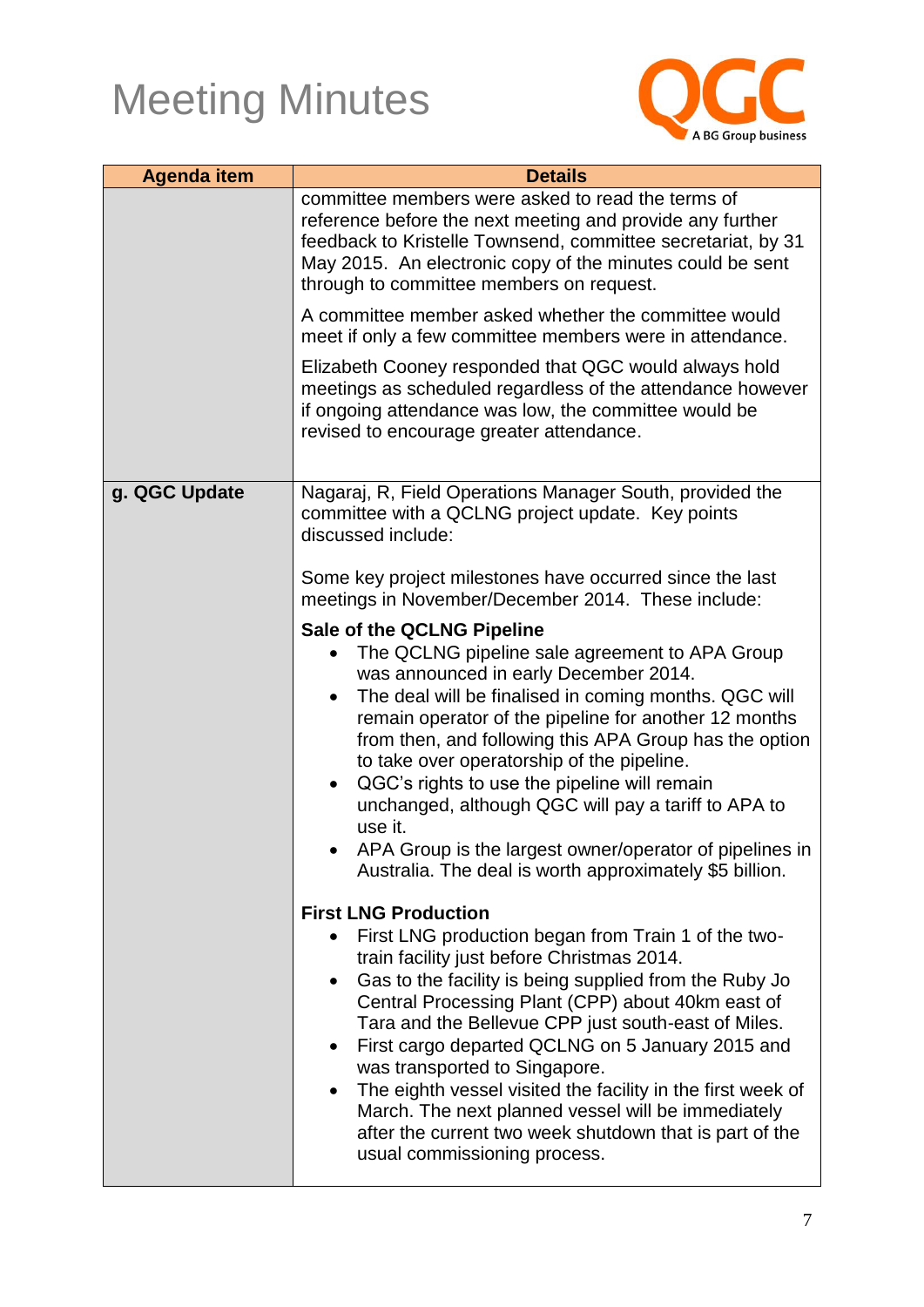# Meeting Minutes

| Agenda item | Details |
| --- | --- |
| | committee members were asked to read the terms of reference before the next meeting and provide any further feedback to Kristelle Townsend, committee secretariat, by 31 May 2015. An electronic copy of the minutes could be sent through to committee members on request.<br><br>A committee member asked whether the committee would meet if only a few committee members were in attendance.<br><br>Elizabeth Cooney responded that QGC would always hold meetings as scheduled regardless of the attendance however if ongoing attendance was low, the committee would be revised to encourage greater attendance. |
| **g. QGC Update** | Nagaraj, R, Field Operations Manager South, provided the committee with a QCLNG project update. Key points discussed include:<br><br>Some key project milestones have occurred since the last meetings in November/December 2014. These include:<br><br>**Sale of the QCLNG Pipeline**<br>• The QCLNG pipeline sale agreement to APA Group was announced in early December 2014.<br>• The deal will be finalised in coming months. QGC will remain operator of the pipeline for another 12 months from then, and following this APA Group has the option to take over operatorship of the pipeline.<br>• QGC's rights to use the pipeline will remain unchanged, although QGC will pay a tariff to APA to use it.<br>• APA Group is the largest owner/operator of pipelines in Australia. The deal is worth approximately $5 billion.<br><br>**First LNG Production**<br>• First LNG production began from Train 1 of the two-train facility just before Christmas 2014.<br>• Gas to the facility is being supplied from the Ruby Jo Central Processing Plant (CPP) about 40km east of Tara and the Bellevue CPP just south-east of Miles.<br>• First cargo departed QCLNG on 5 January 2015 and was transported to Singapore.<br>• The eighth vessel visited the facility in the first week of March. The next planned vessel will be immediately after the current two week shutdown that is part of the usual commissioning process. |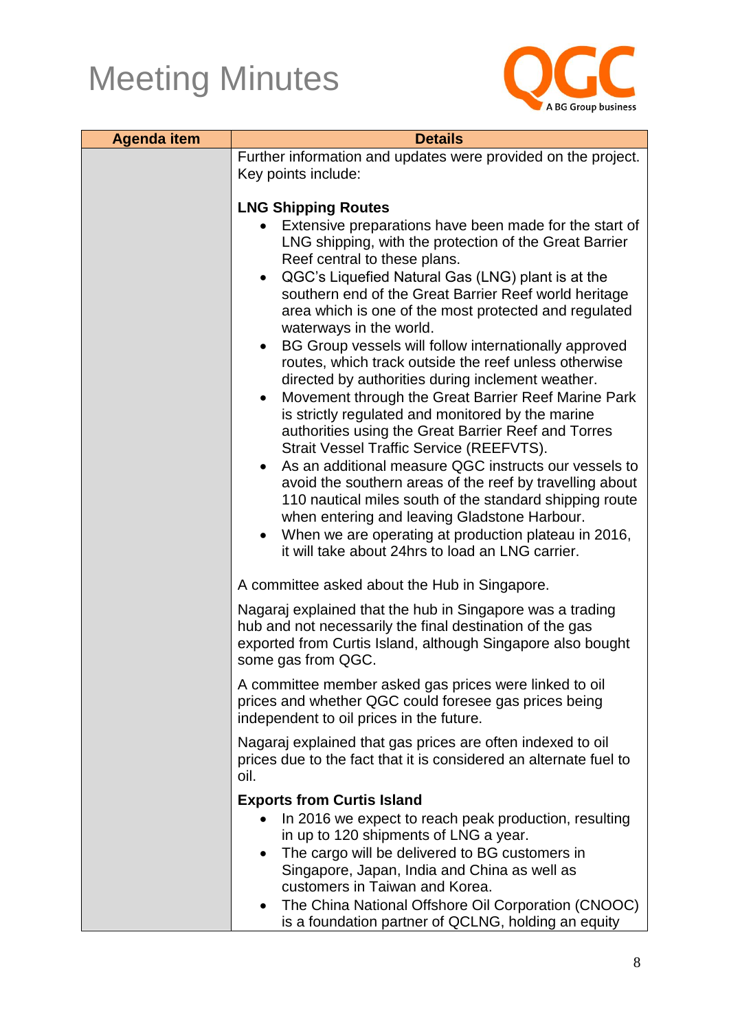# Meeting Minutes

| Agenda item | Details |
|---|---|
| | Further information and updates were provided on the project. Key points include:<br><br>**LNG Shipping Routes**<br>• Extensive preparations have been made for the start of LNG shipping, with the protection of the Great Barrier Reef central to these plans.<br>• QGC's Liquefied Natural Gas (LNG) plant is at the southern end of the Great Barrier Reef world heritage area which is one of the most protected and regulated waterways in the world.<br>• BG Group vessels will follow internationally approved routes, which track outside the reef unless otherwise directed by authorities during inclement weather.<br>• Movement through the Great Barrier Reef Marine Park is strictly regulated and monitored by the marine authorities using the Great Barrier Reef and Torres Strait Vessel Traffic Service (REEFVTS).<br>• As an additional measure QGC instructs our vessels to avoid the southern areas of the reef by travelling about 110 nautical miles south of the standard shipping route when entering and leaving Gladstone Harbour.<br>• When we are operating at production plateau in 2016, it will take about 24hrs to load an LNG carrier.<br><br>A committee asked about the Hub in Singapore.<br><br>Nagaraj explained that the hub in Singapore was a trading hub and not necessarily the final destination of the gas exported from Curtis Island, although Singapore also bought some gas from QGC.<br><br>A committee member asked gas prices were linked to oil prices and whether QGC could foresee gas prices being independent to oil prices in the future.<br><br>Nagaraj explained that gas prices are often indexed to oil prices due to the fact that it is considered an alternate fuel to oil.<br><br>**Exports from Curtis Island**<br>• In 2016 we expect to reach peak production, resulting in up to 120 shipments of LNG a year.<br>• The cargo will be delivered to BG customers in Singapore, Japan, India and China as well as customers in Taiwan and Korea.<br>• The China National Offshore Oil Corporation (CNOOC) is a foundation partner of QCLNG, holding an equity |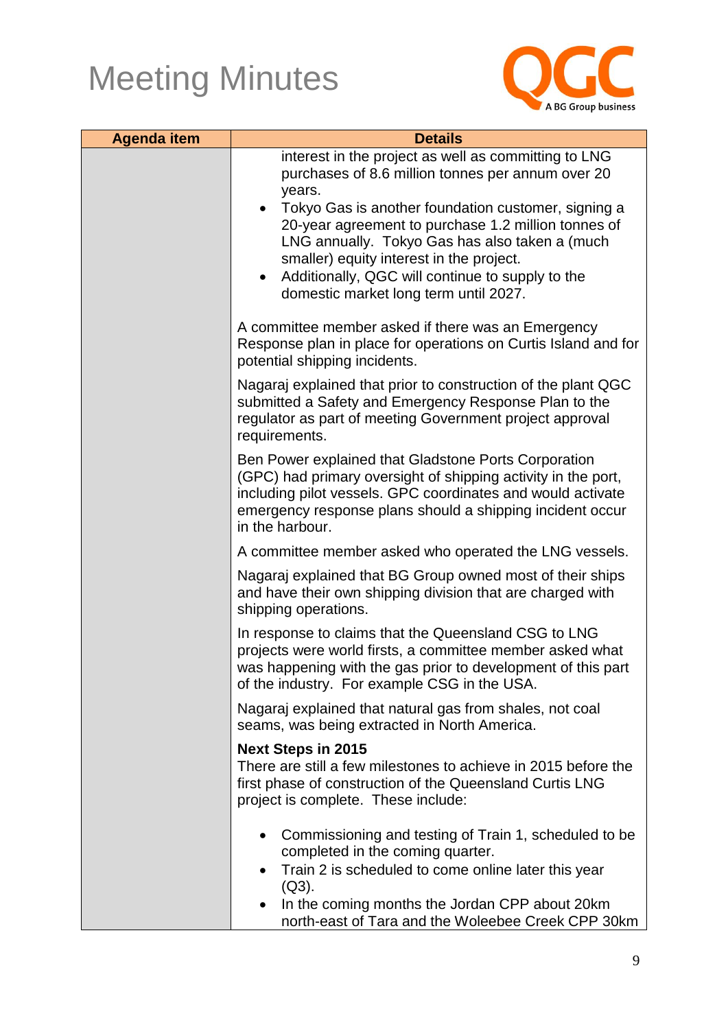# Meeting Minutes

| Agenda item | Details |
|---|---|
| | interest in the project as well as committing to LNG purchases of 8.6 million tonnes per annum over 20 years.<br>• Tokyo Gas is another foundation customer, signing a 20-year agreement to purchase 1.2 million tonnes of LNG annually. Tokyo Gas has also taken a (much smaller) equity interest in the project.<br>• Additionally, QGC will continue to supply to the domestic market long term until 2027.<br><br>A committee member asked if there was an Emergency Response plan in place for operations on Curtis Island and for potential shipping incidents.<br><br>Nagaraj explained that prior to construction of the plant QGC submitted a Safety and Emergency Response Plan to the regulator as part of meeting Government project approval requirements.<br><br>Ben Power explained that Gladstone Ports Corporation (GPC) had primary oversight of shipping activity in the port, including pilot vessels. GPC coordinates and would activate emergency response plans should a shipping incident occur in the harbour.<br><br>A committee member asked who operated the LNG vessels.<br><br>Nagaraj explained that BG Group owned most of their ships and have their own shipping division that are charged with shipping operations.<br><br>In response to claims that the Queensland CSG to LNG projects were world firsts, a committee member asked what was happening with the gas prior to development of this part of the industry. For example CSG in the USA.<br><br>Nagaraj explained that natural gas from shales, not coal seams, was being extracted in North America.<br><br>**Next Steps in 2015**<br>There are still a few milestones to achieve in 2015 before the first phase of construction of the Queensland Curtis LNG project is complete. These include:<br><br>• Commissioning and testing of Train 1, scheduled to be completed in the coming quarter.<br>• Train 2 is scheduled to come online later this year (Q3).<br>• In the coming months the Jordan CPP about 20km north-east of Tara and the Woleebee Creek CPP 30km |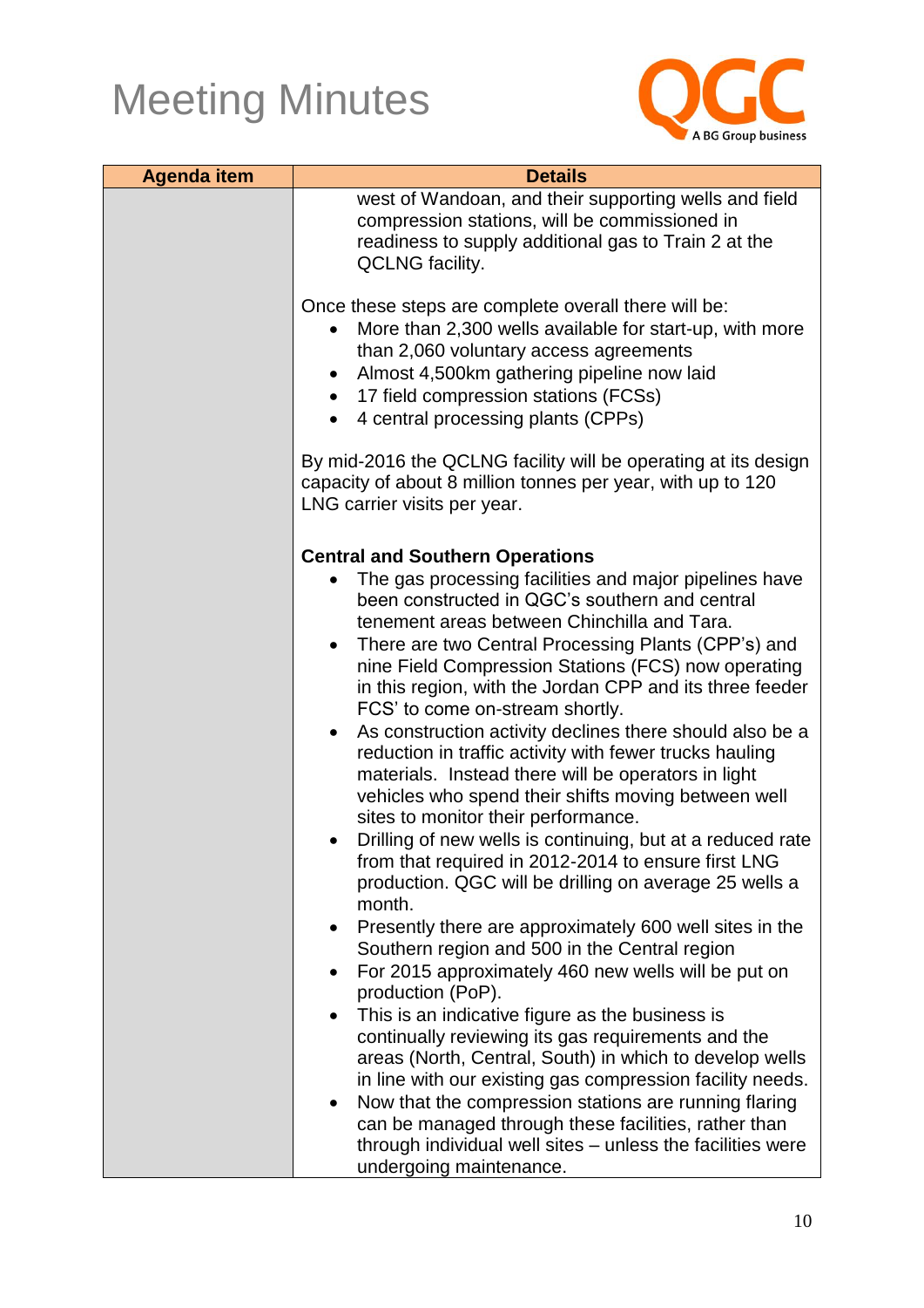# Meeting Minutes

| Agenda item | Details |
|---|---|
| | west of Wandoan, and their supporting wells and field compression stations, will be commissioned in readiness to supply additional gas to Train 2 at the QCLNG facility.<br><br>Once these steps are complete overall there will be:<br>• More than 2,300 wells available for start-up, with more than 2,060 voluntary access agreements<br>• Almost 4,500km gathering pipeline now laid<br>• 17 field compression stations (FCSs)<br>• 4 central processing plants (CPPs)<br><br>By mid-2016 the QCLNG facility will be operating at its design capacity of about 8 million tonnes per year, with up to 120 LNG carrier visits per year.<br><br>**Central and Southern Operations**<br>• The gas processing facilities and major pipelines have been constructed in QGC's southern and central tenement areas between Chinchilla and Tara.<br>• There are two Central Processing Plants (CPP's) and nine Field Compression Stations (FCS) now operating in this region, with the Jordan CPP and its three feeder FCS' to come on-stream shortly.<br>• As construction activity declines there should also be a reduction in traffic activity with fewer trucks hauling materials. Instead there will be operators in light vehicles who spend their shifts moving between well sites to monitor their performance.<br>• Drilling of new wells is continuing, but at a reduced rate from that required in 2012-2014 to ensure first LNG production. QGC will be drilling on average 25 wells a month.<br>• Presently there are approximately 600 well sites in the Southern region and 500 in the Central region<br>• For 2015 approximately 460 new wells will be put on production (PoP).<br>• This is an indicative figure as the business is continually reviewing its gas requirements and the areas (North, Central, South) in which to develop wells in line with our existing gas compression facility needs.<br>• Now that the compression stations are running flaring can be managed through these facilities, rather than through individual well sites – unless the facilities were undergoing maintenance. |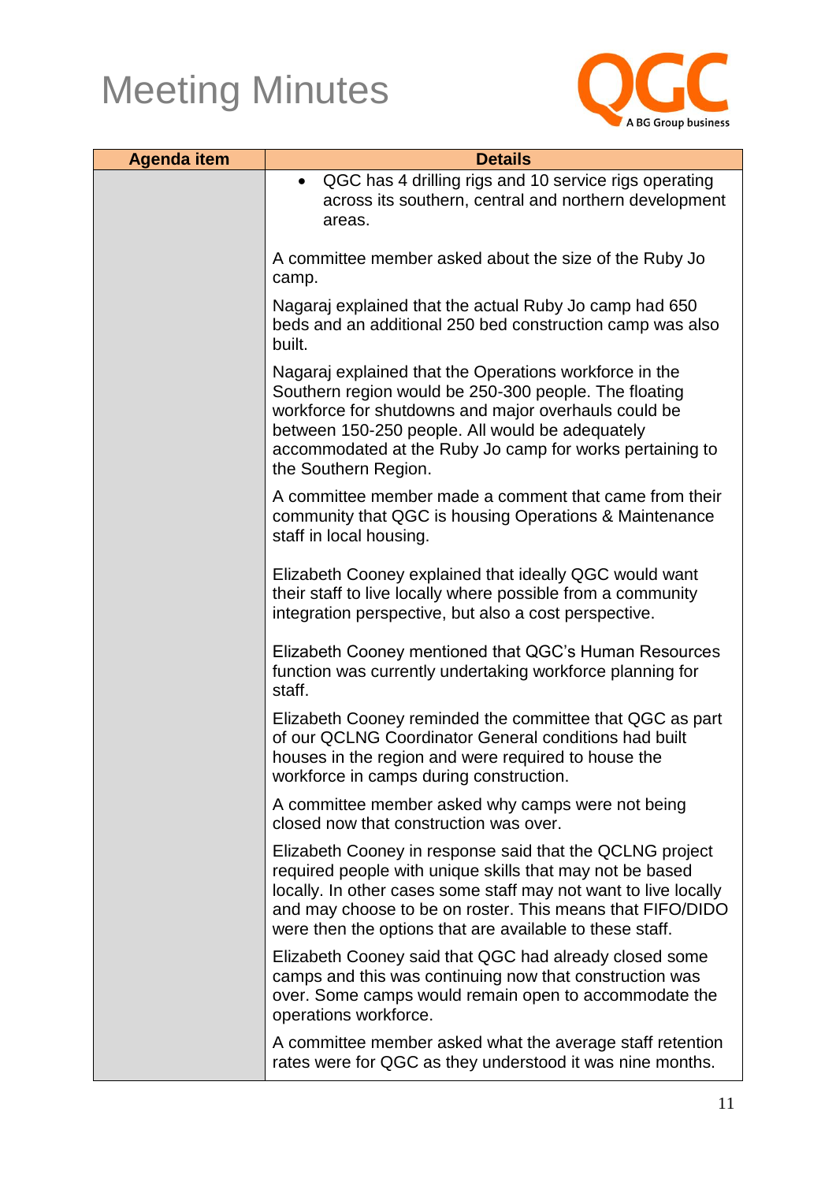# Meeting Minutes

| Agenda item | Details |
| --- | --- |
| | • QGC has 4 drilling rigs and 10 service rigs operating across its southern, central and northern development areas.<br><br>A committee member asked about the size of the Ruby Jo camp.<br><br>Nagaraj explained that the actual Ruby Jo camp had 650 beds and an additional 250 bed construction camp was also built.<br><br>Nagaraj explained that the Operations workforce in the Southern region would be 250-300 people. The floating workforce for shutdowns and major overhauls could be between 150-250 people. All would be adequately accommodated at the Ruby Jo camp for works pertaining to the Southern Region.<br><br>A committee member made a comment that came from their community that QGC is housing Operations & Maintenance staff in local housing.<br><br>Elizabeth Cooney explained that ideally QGC would want their staff to live locally where possible from a community integration perspective, but also a cost perspective.<br><br>Elizabeth Cooney mentioned that QGC's Human Resources function was currently undertaking workforce planning for staff.<br><br>Elizabeth Cooney reminded the committee that QGC as part of our QCLNG Coordinator General conditions had built houses in the region and were required to house the workforce in camps during construction.<br><br>A committee member asked why camps were not being closed now that construction was over.<br><br>Elizabeth Cooney in response said that the QCLNG project required people with unique skills that may not be based locally. In other cases some staff may not want to live locally and may choose to be on roster. This means that FIFO/DIDO were then the options that are available to these staff.<br><br>Elizabeth Cooney said that QGC had already closed some camps and this was continuing now that construction was over. Some camps would remain open to accommodate the operations workforce.<br><br>A committee member asked what the average staff retention rates were for QGC as they understood it was nine months. |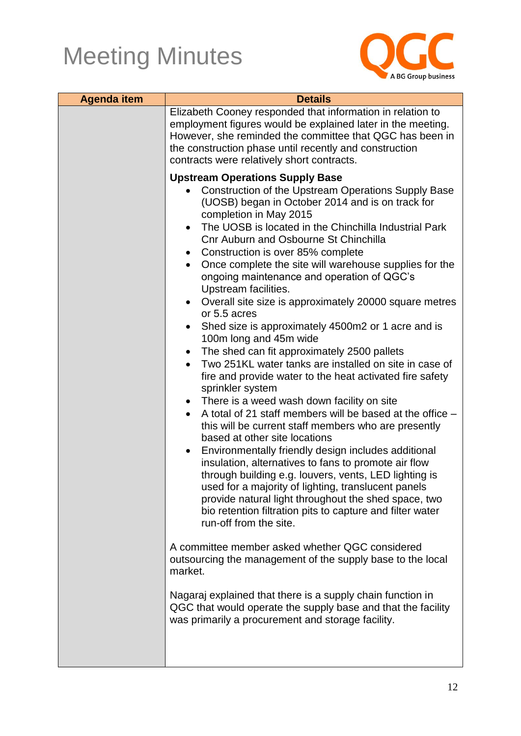# Meeting Minutes

| Agenda item | Details |
| --- | --- |
| | Elizabeth Cooney responded that information in relation to employment figures would be explained later in the meeting. However, she reminded the committee that QGC has been in the construction phase until recently and construction contracts were relatively short contracts.<br><br>**Upstream Operations Supply Base**<br>• Construction of the Upstream Operations Supply Base (UOSB) began in October 2014 and is on track for completion in May 2015<br>• The UOSB is located in the Chinchilla Industrial Park Cnr Auburn and Osbourne St Chinchilla<br>• Construction is over 85% complete<br>• Once complete the site will warehouse supplies for the ongoing maintenance and operation of QGC's Upstream facilities.<br>• Overall site size is approximately 20000 square metres or 5.5 acres<br>• Shed size is approximately 4500m2 or 1 acre and is 100m long and 45m wide<br>• The shed can fit approximately 2500 pallets<br>• Two 251KL water tanks are installed on site in case of fire and provide water to the heat activated fire safety sprinkler system<br>• There is a weed wash down facility on site<br>• A total of 21 staff members will be based at the office – this will be current staff members who are presently based at other site locations<br>• Environmentally friendly design includes additional insulation, alternatives to fans to promote air flow through building e.g. louvers, vents, LED lighting is used for a majority of lighting, translucent panels provide natural light throughout the shed space, two bio retention filtration pits to capture and filter water run-off from the site.<br><br>A committee member asked whether QGC considered outsourcing the management of the supply base to the local market.<br><br>Nagaraj explained that there is a supply chain function in QGC that would operate the supply base and that the facility was primarily a procurement and storage facility. |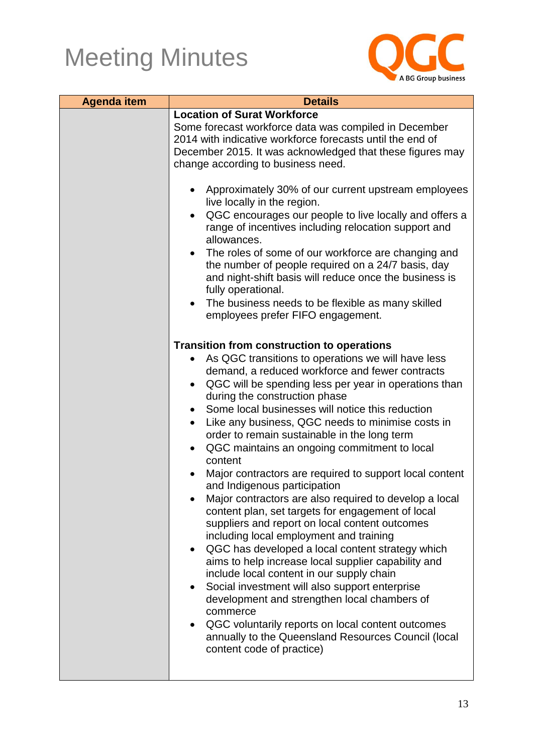# Meeting Minutes

QGC A BG Group business

| Agenda item | Details |
| --- | --- |
| | **Location of Surat Workforce**<br>Some forecast workforce data was compiled in December 2014 with indicative workforce forecasts until the end of December 2015. It was acknowledged that these figures may change according to business need.<br><br>• Approximately 30% of our current upstream employees live locally in the region.<br>• QGC encourages our people to live locally and offers a range of incentives including relocation support and allowances.<br>• The roles of some of our workforce are changing and the number of people required on a 24/7 basis, day and night-shift basis will reduce once the business is fully operational.<br>• The business needs to be flexible as many skilled employees prefer FIFO engagement.<br><br>**Transition from construction to operations**<br>• As QGC transitions to operations we will have less demand, a reduced workforce and fewer contracts<br>• QGC will be spending less per year in operations than during the construction phase<br>• Some local businesses will notice this reduction<br>• Like any business, QGC needs to minimise costs in order to remain sustainable in the long term<br>• QGC maintains an ongoing commitment to local content<br>• Major contractors are required to support local content and Indigenous participation<br>• Major contractors are also required to develop a local content plan, set targets for engagement of local suppliers and report on local content outcomes including local employment and training<br>• QGC has developed a local content strategy which aims to help increase local supplier capability and include local content in our supply chain<br>• Social investment will also support enterprise development and strengthen local chambers of commerce<br>• QGC voluntarily reports on local content outcomes annually to the Queensland Resources Council (local content code of practice) |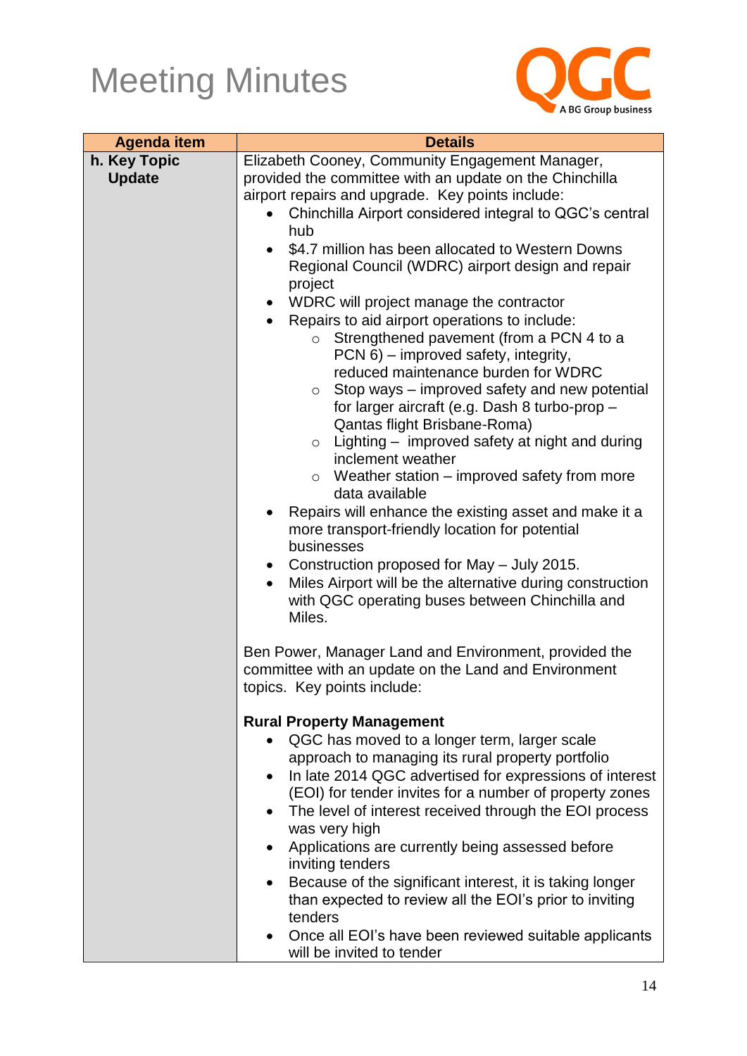# Meeting Minutes

| Agenda item | Details |
|---|---|
| **h. Key Topic Update** | Elizabeth Cooney, Community Engagement Manager, provided the committee with an update on the Chinchilla airport repairs and upgrade. Key points include:<br>• Chinchilla Airport considered integral to QGC's central hub<br>• $4.7 million has been allocated to Western Downs Regional Council (WDRC) airport design and repair project<br>• WDRC will project manage the contractor<br>• Repairs to aid airport operations to include:<br>&nbsp;&nbsp;&nbsp;&nbsp;○ Strengthened pavement (from a PCN 4 to a PCN 6) – improved safety, integrity, reduced maintenance burden for WDRC<br>&nbsp;&nbsp;&nbsp;&nbsp;○ Stop ways – improved safety and new potential for larger aircraft (e.g. Dash 8 turbo-prop – Qantas flight Brisbane-Roma)<br>&nbsp;&nbsp;&nbsp;&nbsp;○ Lighting – improved safety at night and during inclement weather<br>&nbsp;&nbsp;&nbsp;&nbsp;○ Weather station – improved safety from more data available<br>• Repairs will enhance the existing asset and make it a more transport-friendly location for potential businesses<br>• Construction proposed for May – July 2015.<br>• Miles Airport will be the alternative during construction with QGC operating buses between Chinchilla and Miles.<br><br>Ben Power, Manager Land and Environment, provided the committee with an update on the Land and Environment topics. Key points include:<br><br>**Rural Property Management**<br>• QGC has moved to a longer term, larger scale approach to managing its rural property portfolio<br>• In late 2014 QGC advertised for expressions of interest (EOI) for tender invites for a number of property zones<br>• The level of interest received through the EOI process was very high<br>• Applications are currently being assessed before inviting tenders<br>• Because of the significant interest, it is taking longer than expected to review all the EOI's prior to inviting tenders<br>• Once all EOI's have been reviewed suitable applicants will be invited to tender |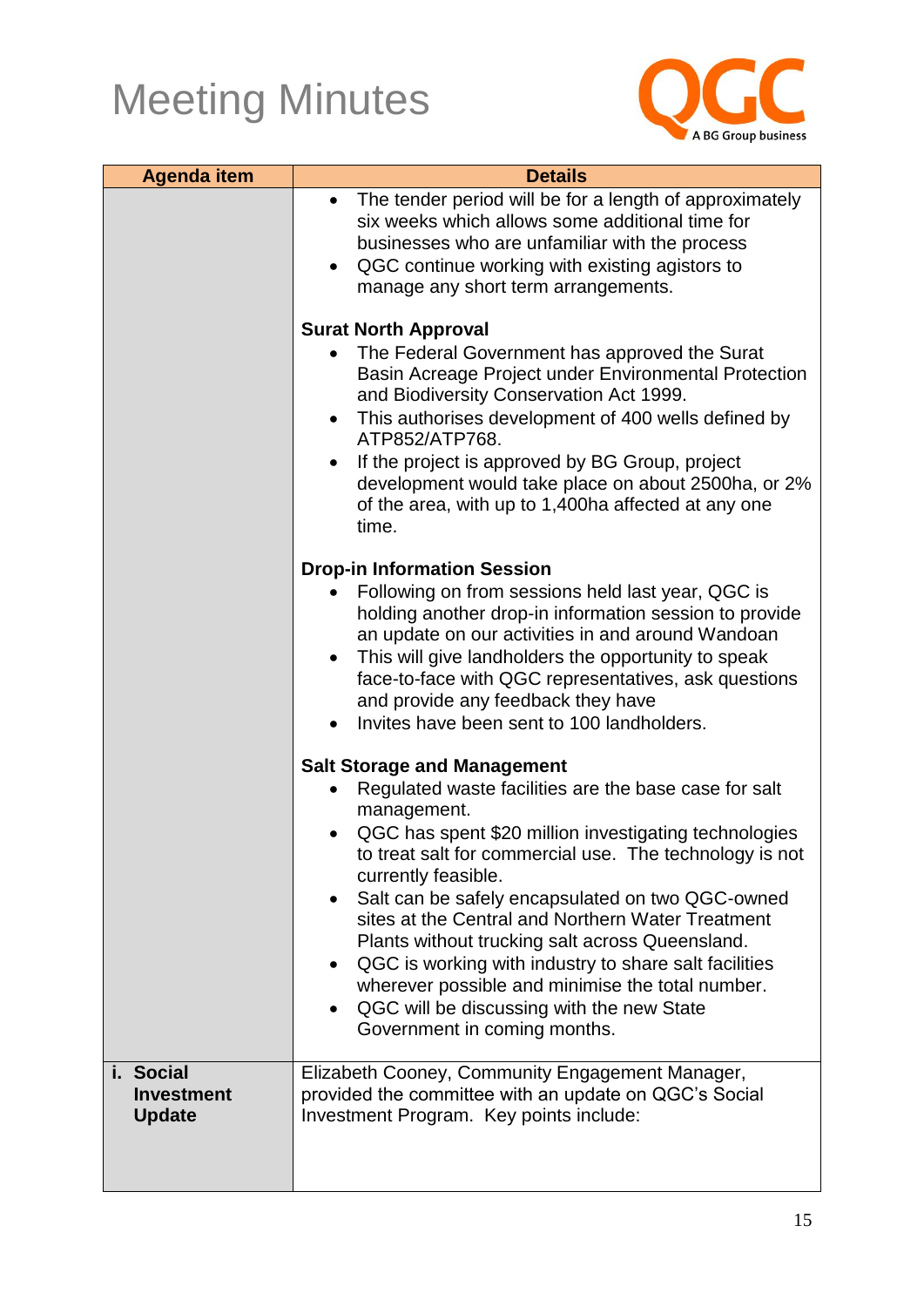# Meeting Minutes

| Agenda item | Details |
|---|---|
| | • The tender period will be for a length of approximately six weeks which allows some additional time for businesses who are unfamiliar with the process<br>• QGC continue working with existing agistors to manage any short term arrangements.<br><br>**Surat North Approval**<br>• The Federal Government has approved the Surat Basin Acreage Project under Environmental Protection and Biodiversity Conservation Act 1999.<br>• This authorises development of 400 wells defined by ATP852/ATP768.<br>• If the project is approved by BG Group, project development would take place on about 2500ha, or 2% of the area, with up to 1,400ha affected at any one time.<br><br>**Drop-in Information Session**<br>• Following on from sessions held last year, QGC is holding another drop-in information session to provide an update on our activities in and around Wandoan<br>• This will give landholders the opportunity to speak face-to-face with QGC representatives, ask questions and provide any feedback they have<br>• Invites have been sent to 100 landholders.<br><br>**Salt Storage and Management**<br>• Regulated waste facilities are the base case for salt management.<br>• QGC has spent $20 million investigating technologies to treat salt for commercial use. The technology is not currently feasible.<br>• Salt can be safely encapsulated on two QGC-owned sites at the Central and Northern Water Treatment Plants without trucking salt across Queensland.<br>• QGC is working with industry to share salt facilities wherever possible and minimise the total number.<br>• QGC will be discussing with the new State Government in coming months. |
| **i. Social Investment Update** | Elizabeth Cooney, Community Engagement Manager, provided the committee with an update on QGC's Social Investment Program. Key points include: |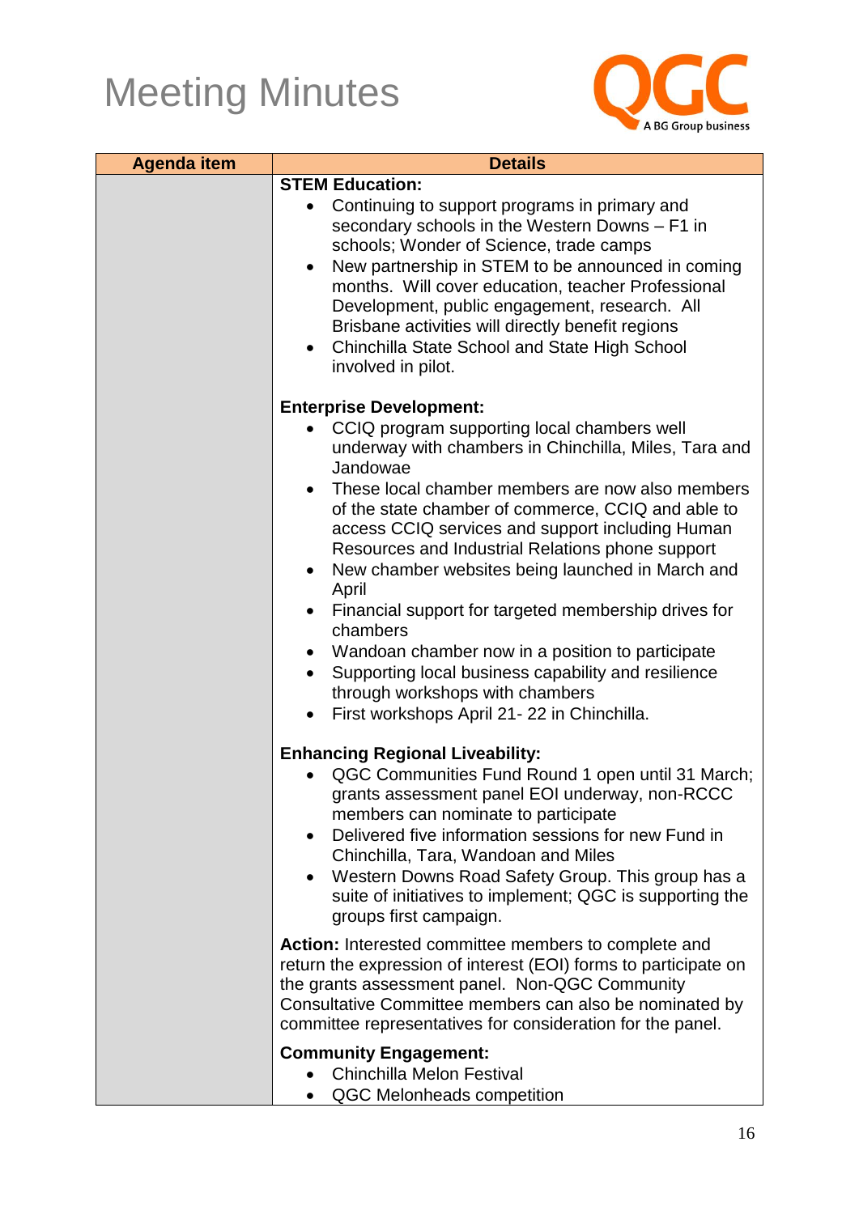# Meeting Minutes

| Agenda item | Details |
|---|---|
| | **STEM Education:**<br>• Continuing to support programs in primary and secondary schools in the Western Downs – F1 in schools; Wonder of Science, trade camps<br>• New partnership in STEM to be announced in coming months. Will cover education, teacher Professional Development, public engagement, research. All Brisbane activities will directly benefit regions<br>• Chinchilla State School and State High School involved in pilot.<br><br>**Enterprise Development:**<br>• CCIQ program supporting local chambers well underway with chambers in Chinchilla, Miles, Tara and Jandowae<br>• These local chamber members are now also members of the state chamber of commerce, CCIQ and able to access CCIQ services and support including Human Resources and Industrial Relations phone support<br>• New chamber websites being launched in March and April<br>• Financial support for targeted membership drives for chambers<br>• Wandoan chamber now in a position to participate<br>• Supporting local business capability and resilience through workshops with chambers<br>• First workshops April 21- 22 in Chinchilla.<br><br>**Enhancing Regional Liveability:**<br>• QGC Communities Fund Round 1 open until 31 March; grants assessment panel EOI underway, non-RCCC members can nominate to participate<br>• Delivered five information sessions for new Fund in Chinchilla, Tara, Wandoan and Miles<br>• Western Downs Road Safety Group. This group has a suite of initiatives to implement; QGC is supporting the groups first campaign.<br><br>**Action:** Interested committee members to complete and return the expression of interest (EOI) forms to participate on the grants assessment panel. Non-QGC Community Consultative Committee members can also be nominated by committee representatives for consideration for the panel.<br><br>**Community Engagement:**<br>• Chinchilla Melon Festival<br>• QGC Melonheads competition |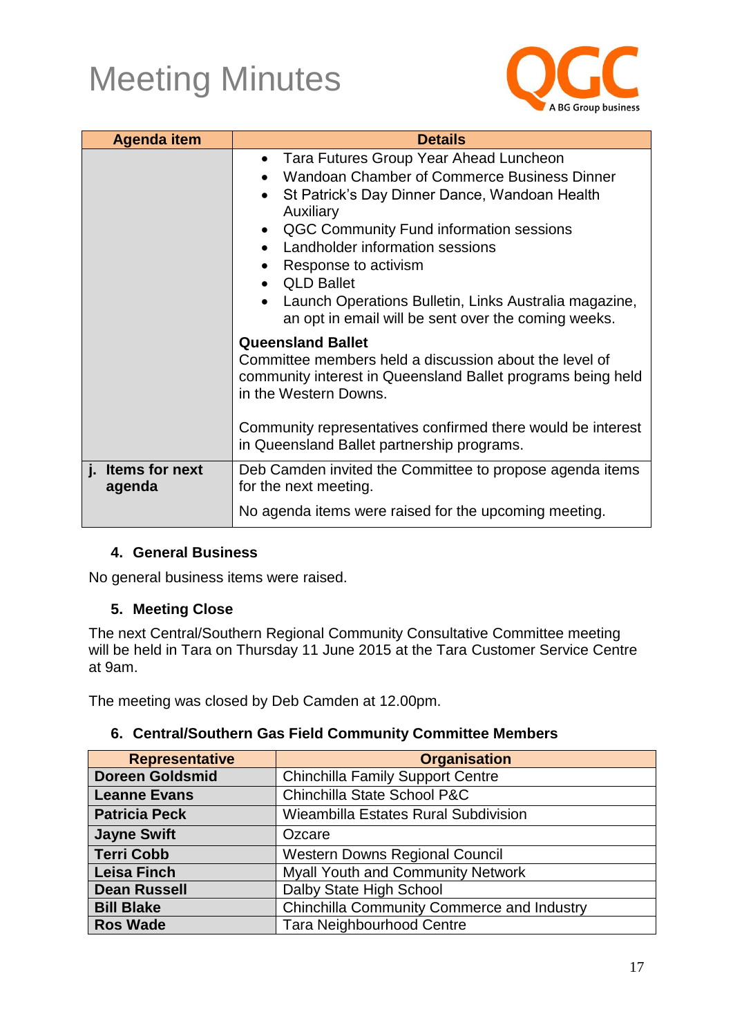# Meeting Minutes

| Agenda item | Details |
|---|---|
| | • Tara Futures Group Year Ahead Luncheon<br>• Wandoan Chamber of Commerce Business Dinner<br>• St Patrick's Day Dinner Dance, Wandoan Health Auxiliary<br>• QGC Community Fund information sessions<br>• Landholder information sessions<br>• Response to activism<br>• QLD Ballet<br>• Launch Operations Bulletin, Links Australia magazine, an opt in email will be sent over the coming weeks.<br><br>**Queensland Ballet**<br>Committee members held a discussion about the level of community interest in Queensland Ballet programs being held in the Western Downs.<br><br>Community representatives confirmed there would be interest in Queensland Ballet partnership programs. |
| **j. Items for next agenda** | Deb Camden invited the Committee to propose agenda items for the next meeting.<br><br>No agenda items were raised for the upcoming meeting. |

## 4. General Business

No general business items were raised.

## 5. Meeting Close

The next Central/Southern Regional Community Consultative Committee meeting will be held in Tara on Thursday 11 June 2015 at the Tara Customer Service Centre at 9am.

The meeting was closed by Deb Camden at 12.00pm.

## 6. Central/Southern Gas Field Community Committee Members

| Representative | Organisation |
|---|---|
| **Doreen Goldsmid** | Chinchilla Family Support Centre |
| **Leanne Evans** | Chinchilla State School P&C |
| **Patricia Peck** | Wieambilla Estates Rural Subdivision |
| **Jayne Swift** | Ozcare |
| **Terri Cobb** | Western Downs Regional Council |
| **Leisa Finch** | Myall Youth and Community Network |
| **Dean Russell** | Dalby State High School |
| **Bill Blake** | Chinchilla Community Commerce and Industry |
| **Ros Wade** | Tara Neighbourhood Centre |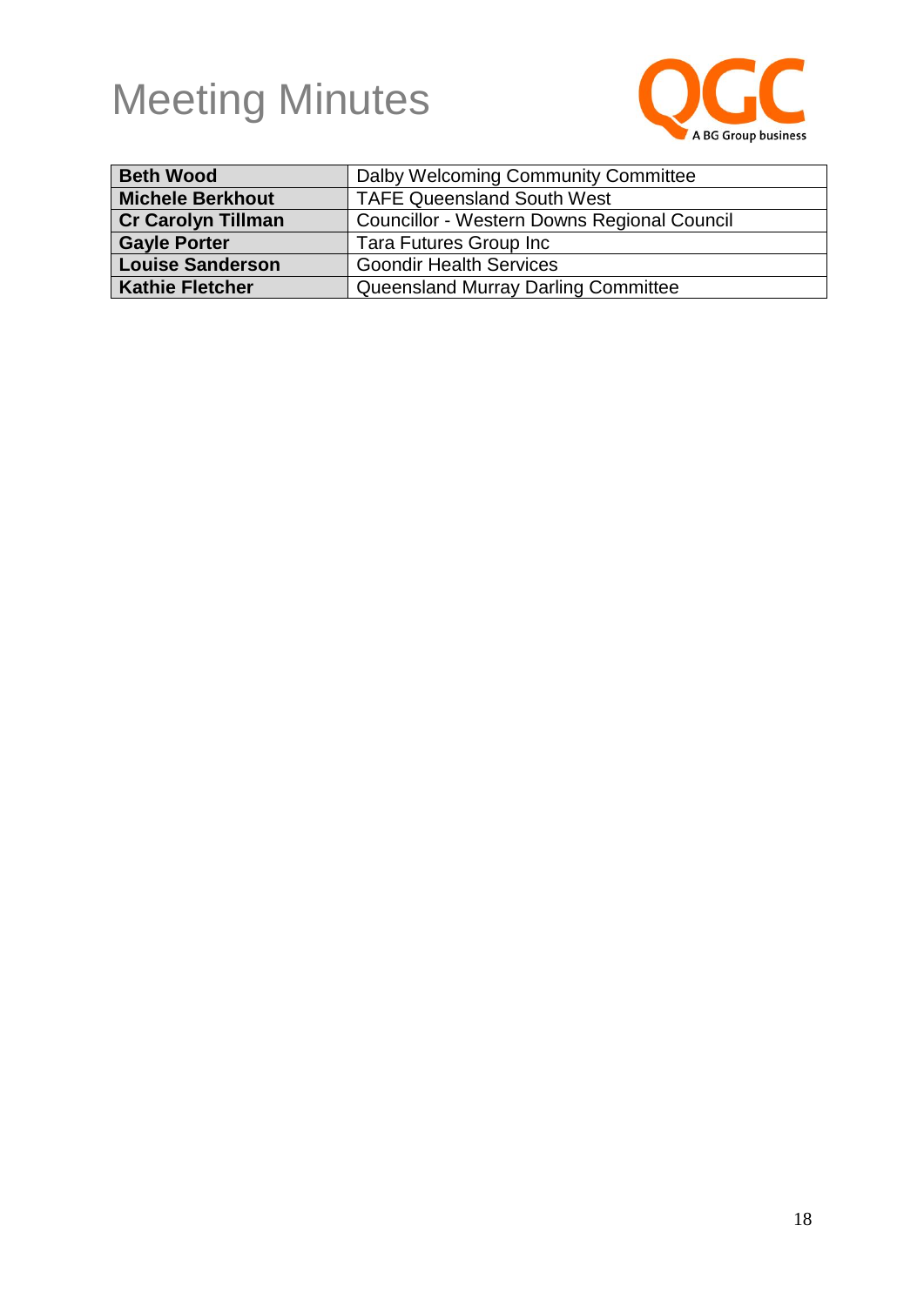# Meeting Minutes

| | |
|---|---|
| **Beth Wood** | Dalby Welcoming Community Committee |
| **Michele Berkhout** | TAFE Queensland South West |
| **Cr Carolyn Tillman** | Councillor - Western Downs Regional Council |
| **Gayle Porter** | Tara Futures Group Inc |
| **Louise Sanderson** | Goondir Health Services |
| **Kathie Fletcher** | Queensland Murray Darling Committee |